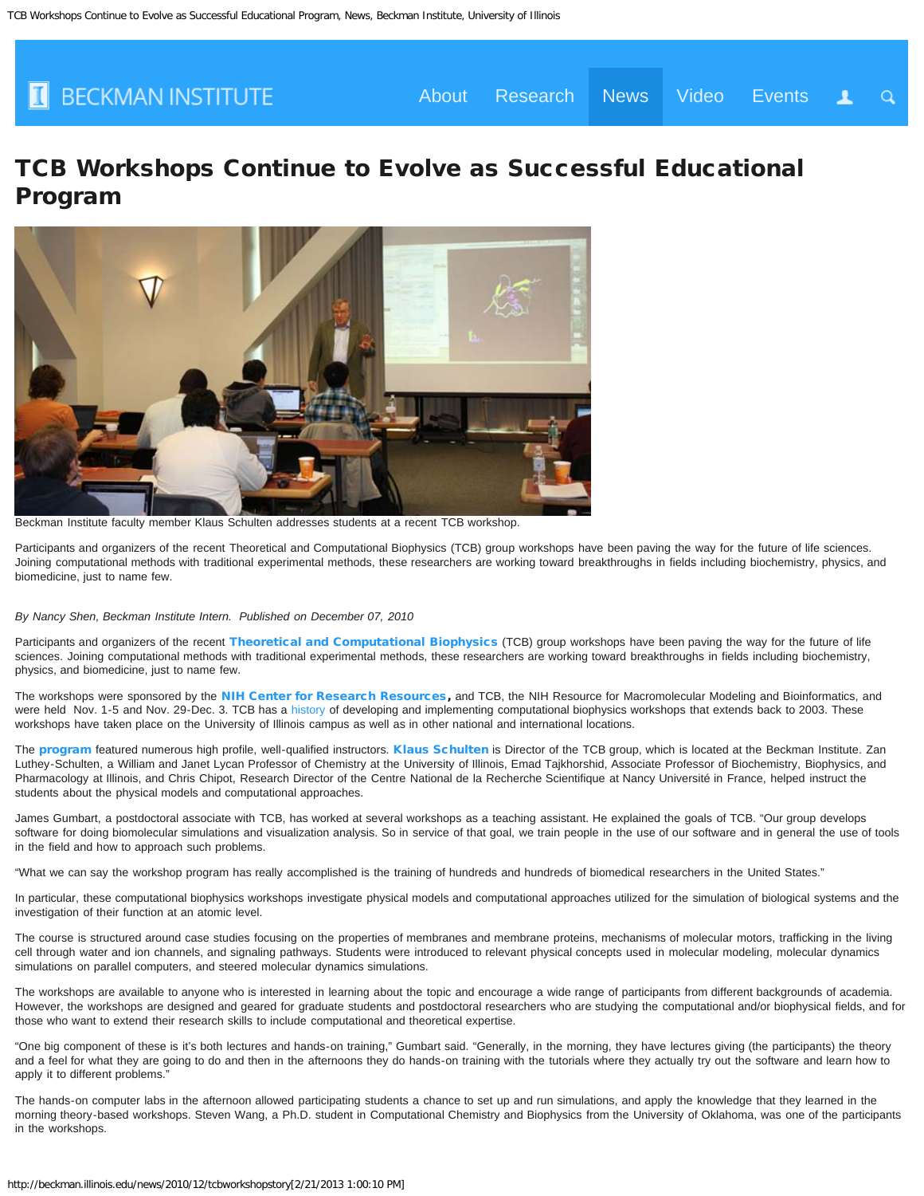# TCB Workshops Continue to Evolve as Successful Educational Program

Beckman Institute faculty member Klaus Schulten addresses students at a recent TCB workshop.

Participants and organizers of the recent Theoretical and Computational Biophysics (TCB) group workshops have been paving the way for the future of life sciences. Joining computational methods with traditional experimental methods, these researchers are working toward breakthroughs in fields including biochemistry, physics, and biomedicine, just to name few.

*By Nancy Shen, Beckman Institute Intern. Published on December 07, 2010*

Participants and organizers of the recent **Theoretical and Computational Biophysics** (TCB) group workshops have been paving the way for the future of life sciences. Joining computational methods with traditional experimental methods, these researchers are working toward breakthroughs in fields including biochemistry, physics, and biomedicine, just to name few.

The workshops were sponsored by the **NIH Center for Research Resources**, and TCB, the NIH Resource for Macromolecular Modeling and Bioinformatics, and were held Nov. 1-5 and Nov. 29-Dec. 3. TCB has a history of developing and implementing computational biophysics workshops that extends back to 2003. These workshops have taken place on the University of Illinois campus as well as in other national and international locations.

The **program** featured numerous high profile, well-qualified instructors. **Klaus Schulten** is Director of the TCB group, which is located at the Beckman Institute. Zan Luthey-Schulten, a William and Janet Lycan Professor of Chemistry at the University of Illinois, Emad Tajkhorshid, Associate Professor of Biochemistry, Biophysics, and Pharmacology at Illinois, and Chris Chipot, Research Director of the Centre National de la Recherche Scientifique at Nancy Université in France, helped instruct the students about the physical models and computational approaches.

James Gumbart, a postdoctoral associate with TCB, has worked at several workshops as a teaching assistant. He explained the goals of TCB. “Our group develops software for doing biomolecular simulations and visualization analysis. So in service of that goal, we train people in the use of our software and in general the use of tools in the field and how to approach such problems.

“What we can say the workshop program has really accomplished is the training of hundreds and hundreds of biomedical researchers in the United States.”

In particular, these computational biophysics workshops investigate physical models and computational approaches utilized for the simulation of biological systems and the investigation of their function at an atomic level.

The course is structured around case studies focusing on the properties of membranes and membrane proteins, mechanisms of molecular motors, trafficking in the living cell through water and ion channels, and signaling pathways. Students were introduced to relevant physical concepts used in molecular modeling, molecular dynamics simulations on parallel computers, and steered molecular dynamics simulations.

The workshops are available to anyone who is interested in learning about the topic and encourage a wide range of participants from different backgrounds of academia. However, the workshops are designed and geared for graduate students and postdoctoral researchers who are studying the computational and/or biophysical fields, and for those who want to extend their research skills to include computational and theoretical expertise.

“One big component of these is it’s both lectures and hands-on training,” Gumbart said. “Generally, in the morning, they have lectures giving (the participants) the theory and a feel for what they are going to do and then in the afternoons they do hands-on training with the tutorials where they actually try out the software and learn how to apply it to different problems.”

The hands-on computer labs in the afternoon allowed participating students a chance to set up and run simulations, and apply the knowledge that they learned in the morning theory-based workshops. Steven Wang, a Ph.D. student in Computational Chemistry and Biophysics from the University of Oklahoma, was one of the participants in the workshops.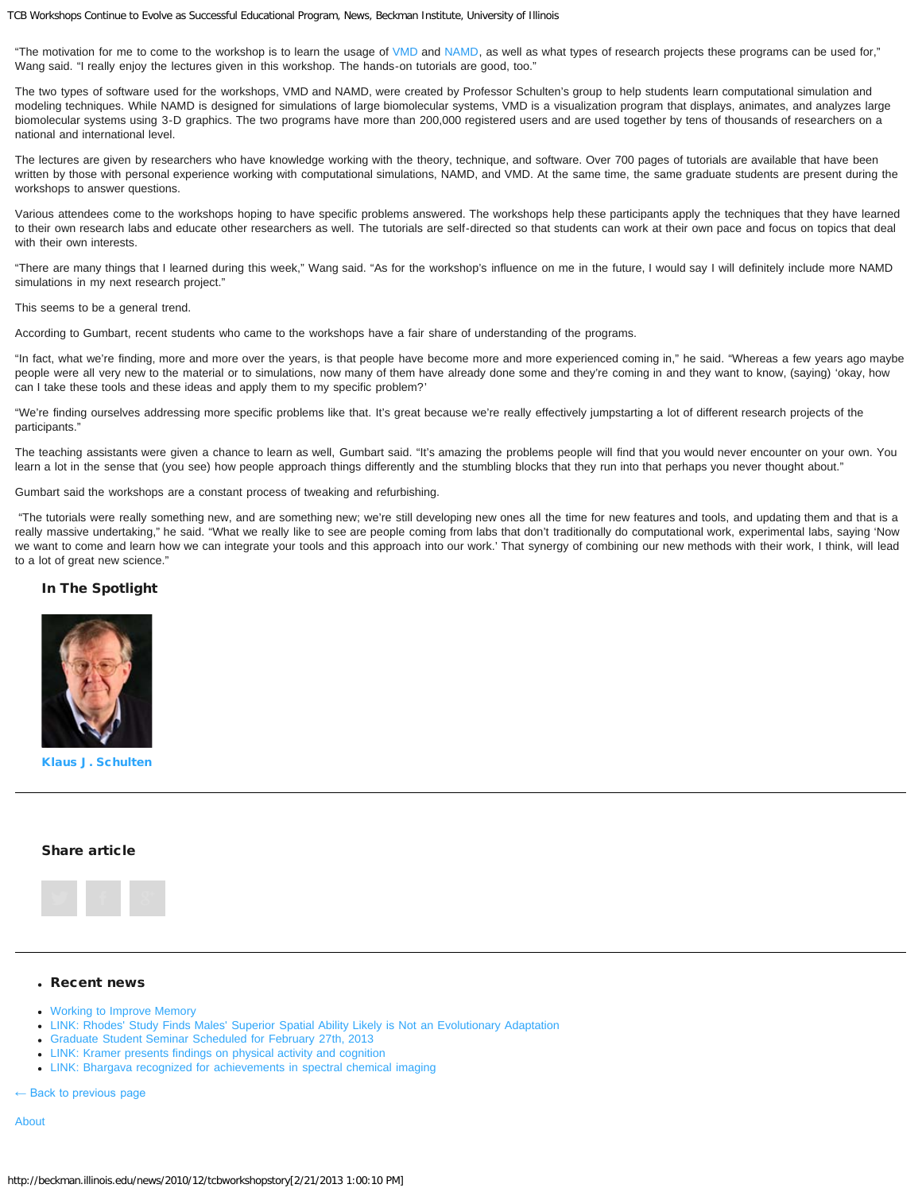"The motivation for me to come to the workshop is to learn the usage of VMD and NAMD, as well as what types of research projects these programs can be used for," Wang said. "I really enjoy the lectures given in this workshop. The hands-on tutorials are good, too."

The two types of software used for the workshops, VMD and NAMD, were created by Professor Schulten's group to help students learn computational simulation and modeling techniques. While NAMD is designed for simulations of large biomolecular systems, VMD is a visualization program that displays, animates, and analyzes large biomolecular systems using 3-D graphics. The two programs have more than 200,000 registered users and are used together by tens of thousands of researchers on a national and international level.

The lectures are given by researchers who have knowledge working with the theory, technique, and software. Over 700 pages of tutorials are available that have been written by those with personal experience working with computational simulations, NAMD, and VMD. At the same time, the same graduate students are present during the workshops to answer questions.

Various attendees come to the workshops hoping to have specific problems answered. The workshops help these participants apply the techniques that they have learned to their own research labs and educate other researchers as well. The tutorials are self-directed so that students can work at their own pace and focus on topics that deal with their own interests.

"There are many things that I learned during this week," Wang said. "As for the workshop's influence on me in the future, I would say I will definitely include more NAMD simulations in my next research project."

This seems to be a general trend.

According to Gumbart, recent students who came to the workshops have a fair share of understanding of the programs.

"In fact, what we're finding, more and more over the years, is that people have become more and more experienced coming in," he said. "Whereas a few years ago maybe people were all very new to the material or to simulations, now many of them have already done some and they're coming in and they want to know, (saying) 'okay, how can I take these tools and these ideas and apply them to my specific problem?'

"We're finding ourselves addressing more specific problems like that. It's great because we're really effectively jumpstarting a lot of different research projects of the participants."

The teaching assistants were given a chance to learn as well, Gumbart said. "It's amazing the problems people will find that you would never encounter on your own. You learn a lot in the sense that (you see) how people approach things differently and the stumbling blocks that they run into that perhaps you never thought about."

Gumbart said the workshops are a constant process of tweaking and refurbishing.

"The tutorials were really something new, and are something new; we're still developing new ones all the time for new features and tools, and updating them and that is a really massive undertaking," he said. "What we really like to see are people coming from labs that don't traditionally do computational work, experimental labs, saying 'Now we want to come and learn how we can integrate your tools and this approach into our work.' That synergy of combining our new methods with their work, I think, will lead to a lot of great new science."

### In The Spotlight

**Klaus J. Schulten**

---

### Share article

---

- ### Recent news

- Working to Improve Memory
- LINK: Rhodes' Study Finds Males' Superior Spatial Ability Likely is Not an Evolutionary Adaptation
- Graduate Student Seminar Scheduled for February 27th, 2013
- LINK: Kramer presents findings on physical activity and cognition
- LINK: Bhargava recognized for achievements in spectral chemical imaging

← Back to previous page

About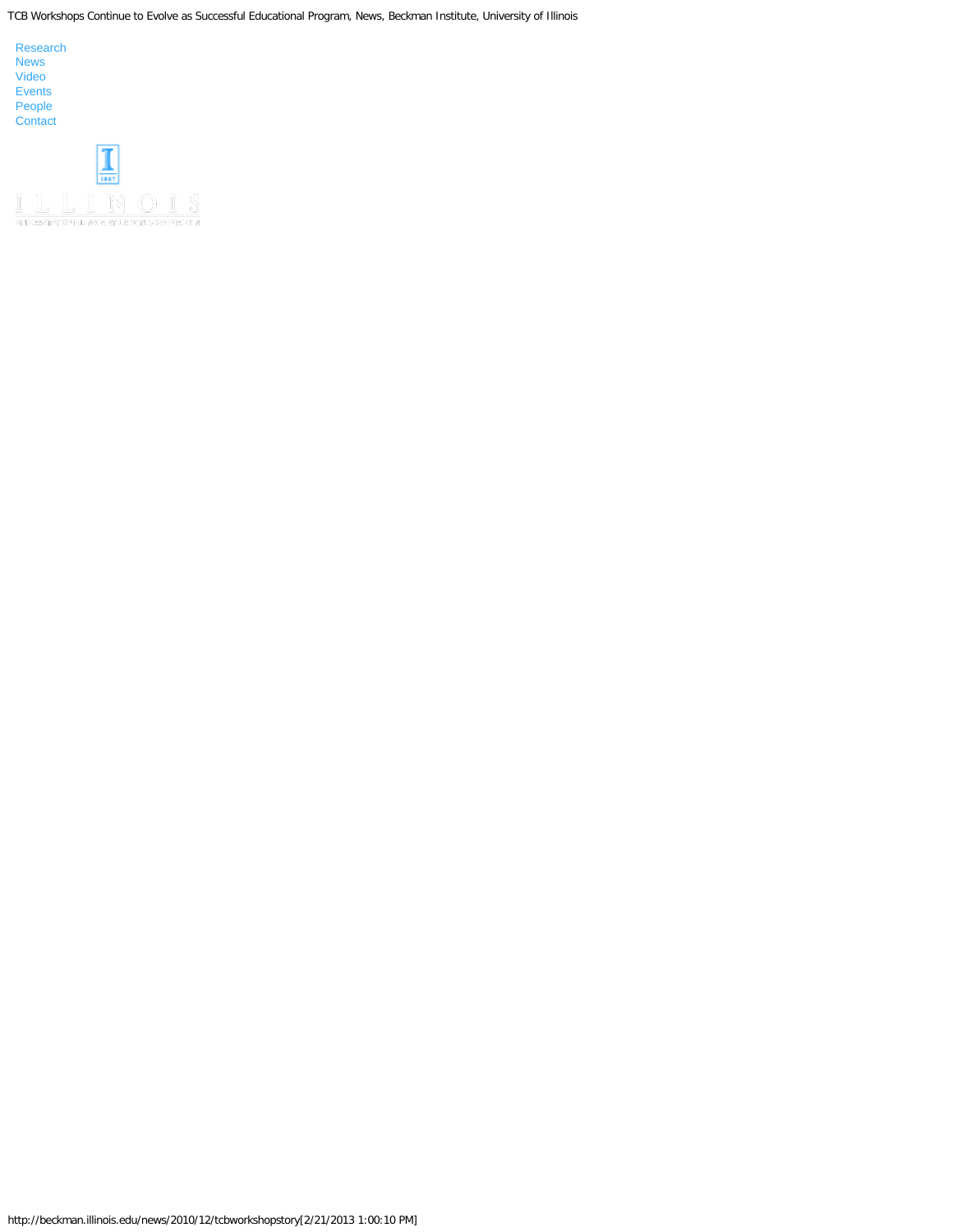- Research
- News
- Video
- Events
- People
- Contact